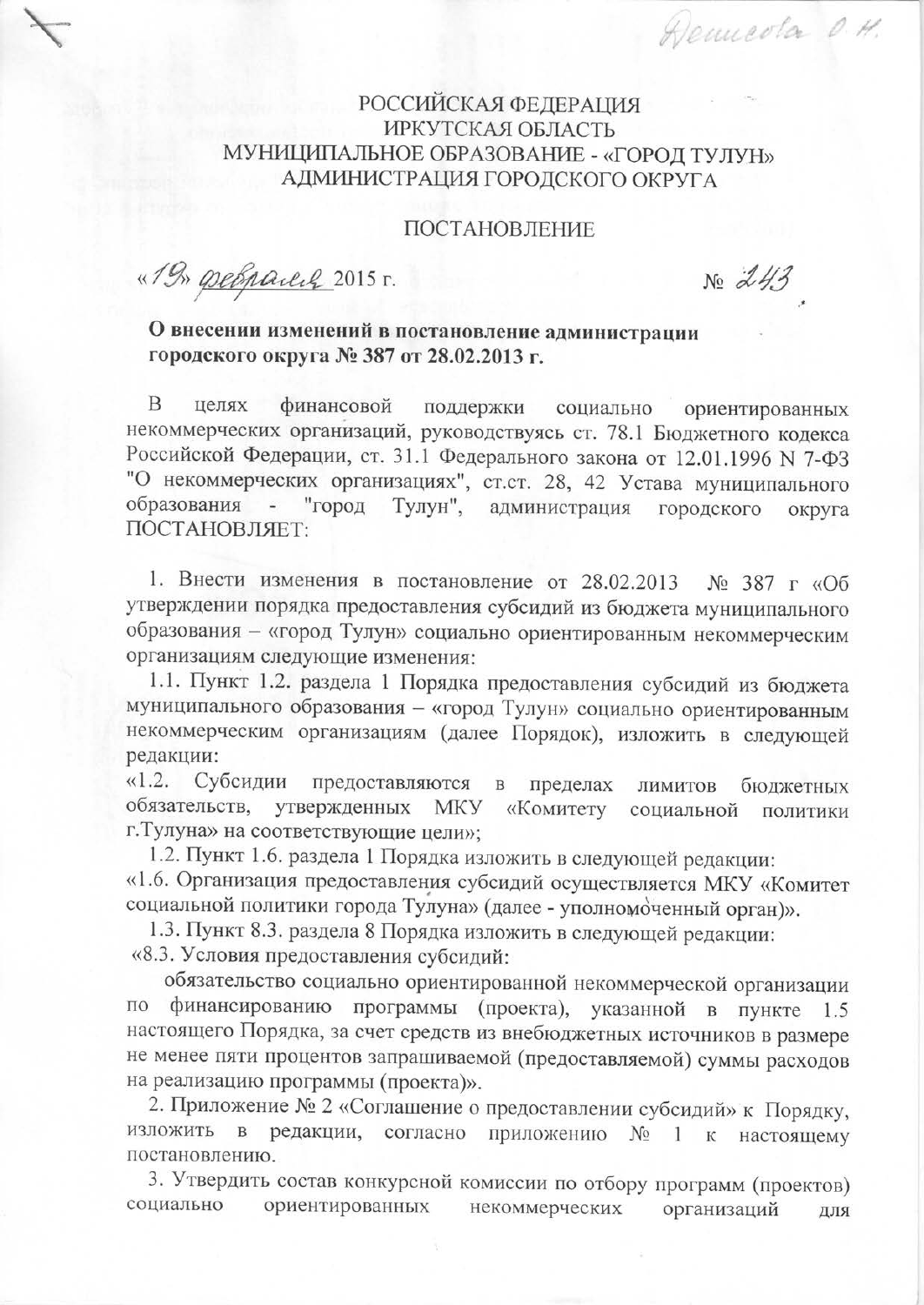РОССИЙСКАЯ ФЕДЕРАЦИЯ
ИРКУТСКАЯ ОБЛАСТЬ
МУНИЦИПАЛЬНОЕ ОБРАЗОВАНИЕ - «ГОРОД ТУЛУН»
АДМИНИСТРАЦИЯ ГОРОДСКОГО ОКРУГА

ПОСТАНОВЛЕНИЕ

«19» февраля 2015 г. № 243

**О внесении изменений в постановление администрации городского округа № 387 от 28.02.2013 г.**

В целях финансовой поддержки социально ориентированных некоммерческих организаций, руководствуясь ст. 78.1 Бюджетного кодекса Российской Федерации, ст. 31.1 Федерального закона от 12.01.1996 N 7-ФЗ "О некоммерческих организациях", ст.ст. 28, 42 Устава муниципального образования - "город Тулун", администрация городского округа ПОСТАНОВЛЯЕТ:

1. Внести изменения в постановление от 28.02.2013 № 387 г «Об утверждении порядка предоставления субсидий из бюджета муниципального образования – «город Тулун» социально ориентированным некоммерческим организациям следующие изменения:

1.1. Пункт 1.2. раздела 1 Порядка предоставления субсидий из бюджета муниципального образования – «город Тулун» социально ориентированным некоммерческим организациям (далее Порядок), изложить в следующей редакции:

«1.2. Субсидии предоставляются в пределах лимитов бюджетных обязательств, утвержденных МКУ «Комитету социальной политики г.Тулуна» на соответствующие цели»;

1.2. Пункт 1.6. раздела 1 Порядка изложить в следующей редакции:

«1.6. Организация предоставления субсидий осуществляется МКУ «Комитет социальной политики города Тулуна» (далее - уполномоченный орган)».

1.3. Пункт 8.3. раздела 8 Порядка изложить в следующей редакции:

«8.3. Условия предоставления субсидий:

обязательство социально ориентированной некоммерческой организации по финансированию программы (проекта), указанной в пункте 1.5 настоящего Порядка, за счет средств из внебюджетных источников в размере не менее пяти процентов запрашиваемой (предоставляемой) суммы расходов на реализацию программы (проекта)».

2. Приложение № 2 «Соглашение о предоставлении субсидий» к Порядку, изложить в редакции, согласно приложению № 1 к настоящему постановлению.

3. Утвердить состав конкурсной комиссии по отбору программ (проектов) социально ориентированных некоммерческих организаций для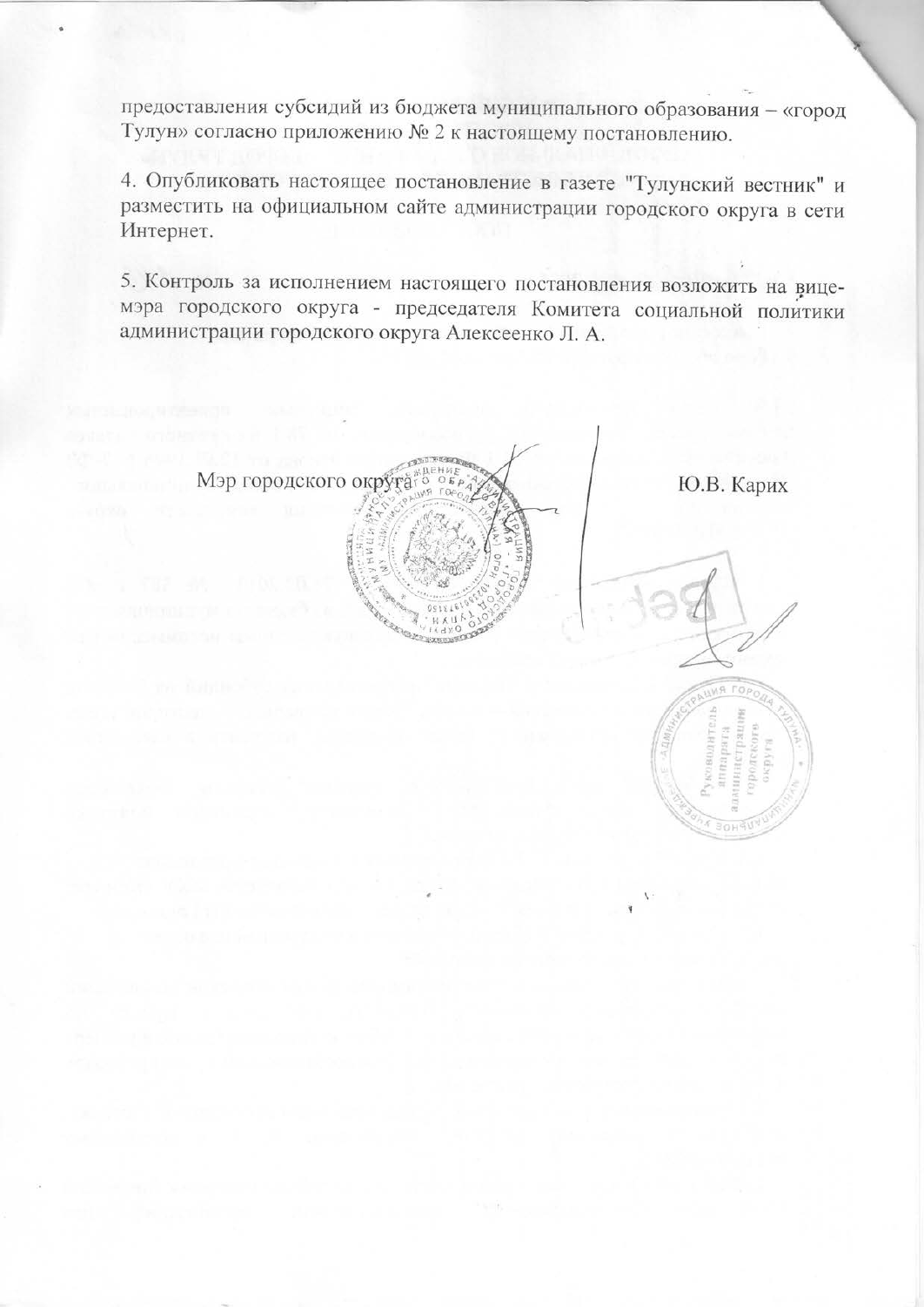предоставления субсидий из бюджета муниципального образования – «город Тулун» согласно приложению № 2 к настоящему постановлению.

4. Опубликовать настоящее постановление в газете "Тулунский вестник" и разместить на официальном сайте администрации городского округа в сети Интернет.

5. Контроль за исполнением настоящего постановления возложить на вице-мэра городского округа - председателя Комитета социальной политики администрации городского округа Алексеенко Л. А.

Мэр городского округа Ю.В. Карих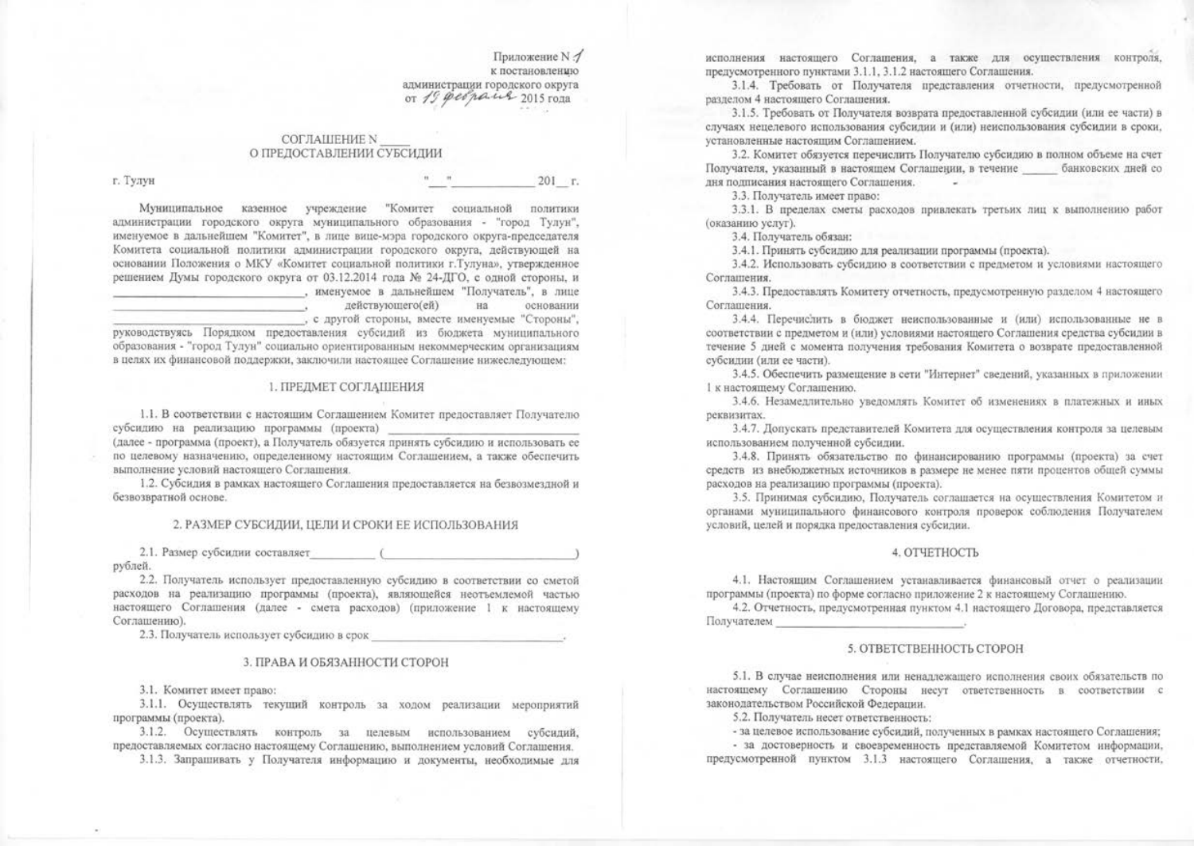Приложение N 1
к постановлению
администрации городского округа
от 19 февраля 2015 года

## СОГЛАШЕНИЕ N _____
## О ПРЕДОСТАВЛЕНИИ СУБСИДИИ

г. Тулун "___" _____________ 201__ г.

Муниципальное казенное учреждение "Комитет социальной политики администрации городского округа муниципального образования - "город Тулун", именуемое в дальнейшем "Комитет", в лице вице-мэра городского округа-председателя Комитета социальной политики администрации городского округа, действующей на основании Положения о МКУ «Комитет социальной политики г.Тулуна», утвержденное решением Думы городского округа от 03.12.2014 года № 24-ДГО, с одной стороны, и ______________________________, именуемое в дальнейшем "Получатель", в лице ______________________________, действующего(ей) на основании ______________________________, с другой стороны, вместе именуемые "Стороны", руководствуясь Порядком предоставления субсидий из бюджета муниципального образования - "город Тулун" социально ориентированным некоммерческим организациям в целях их финансовой поддержки, заключили настоящее Соглашение нижеследующем:

### 1. ПРЕДМЕТ СОГЛАШЕНИЯ

1.1. В соответствии с настоящим Соглашением Комитет предоставляет Получателю субсидию на реализацию программы (проекта) ______________________________ (далее - программа (проект), а Получатель обязуется принять субсидию и использовать ее по целевому назначению, определенному настоящим Соглашением, а также обеспечить выполнение условий настоящего Соглашения.

1.2. Субсидия в рамках настоящего Соглашения предоставляется на безвозмездной и безвозвратной основе.

### 2. РАЗМЕР СУБСИДИИ, ЦЕЛИ И СРОКИ ЕЕ ИСПОЛЬЗОВАНИЯ

2.1. Размер субсидии составляет __________ (______________________________) рублей.

2.2. Получатель использует предоставленную субсидию в соответствии со сметой расходов на реализацию программы (проекта), являющейся неотъемлемой частью настоящего Соглашения (далее - смета расходов) (приложение 1 к настоящему Соглашению).

2.3. Получатель использует субсидию в срок ______________________________.

### 3. ПРАВА И ОБЯЗАННОСТИ СТОРОН

3.1. Комитет имеет право:

3.1.1. Осуществлять текущий контроль за ходом реализации мероприятий программы (проекта).

3.1.2. Осуществлять контроль за целевым использованием субсидий, предоставляемых согласно настоящему Соглашению, выполнением условий Соглашения.

3.1.3. Запрашивать у Получателя информацию и документы, необходимые для исполнения настоящего Соглашения, а также для осуществления контроля, предусмотренного пунктами 3.1.1, 3.1.2 настоящего Соглашения.

3.1.4. Требовать от Получателя представления отчетности, предусмотренной разделом 4 настоящего Соглашения.

3.1.5. Требовать от Получателя возврата предоставленной субсидии (или ее части) в случаях нецелевого использования субсидии и (или) неиспользования субсидии в сроки, установленные настоящим Соглашением.

3.2. Комитет обязуется перечислить Получателю субсидию в полном объеме на счет Получателя, указанный в настоящем Соглашении, в течение ______ банковских дней со дня подписания настоящего Соглашения.

3.3. Получатель имеет право:

3.3.1. В пределах сметы расходов привлекать третьих лиц к выполнению работ (оказанию услуг).

3.4. Получатель обязан:

3.4.1. Принять субсидию для реализации программы (проекта).

3.4.2. Использовать субсидию в соответствии с предметом и условиями настоящего Соглашения.

3.4.3. Предоставлять Комитету отчетность, предусмотренную разделом 4 настоящего Соглашения.

3.4.4. Перечислить в бюджет неиспользованные и (или) использованные не в соответствии с предметом и (или) условиями настоящего Соглашения средства субсидии в течение 5 дней с момента получения требования Комитета о возврате предоставленной субсидии (или ее части).

3.4.5. Обеспечить размещение в сети "Интернет" сведений, указанных в приложении 1 к настоящему Соглашению.

3.4.6. Незамедлительно уведомлять Комитет об изменениях в платежных и иных реквизитах.

3.4.7. Допускать представителей Комитета для осуществления контроля за целевым использованием полученной субсидии.

3.4.8. Принять обязательство по финансированию программы (проекта) за счет средств из внебюджетных источников в размере не менее пяти процентов общей суммы расходов на реализацию программы (проекта).

3.5. Принимая субсидию, Получатель соглашается на осуществления Комитетом и органами муниципального финансового контроля проверок соблюдения Получателем условий, целей и порядка предоставления субсидии.

### 4. ОТЧЕТНОСТЬ

4.1. Настоящим Соглашением устанавливается финансовый отчет о реализации программы (проекта) по форме согласно приложение 2 к настоящему Соглашению.

4.2. Отчетность, предусмотренная пунктом 4.1 настоящего Договора, представляется Получателем ______________________________.

### 5. ОТВЕТСТВЕННОСТЬ СТОРОН

5.1. В случае неисполнения или ненадлежащего исполнения своих обязательств по настоящему Соглашению Стороны несут ответственность в соответствии с законодательством Российской Федерации.

5.2. Получатель несет ответственность:

- за целевое использование субсидий, полученных в рамках настоящего Соглашения;
- за достоверность и своевременность представляемой Комитетом информации, предусмотренной пунктом 3.1.3 настоящего Соглашения, а также отчетности,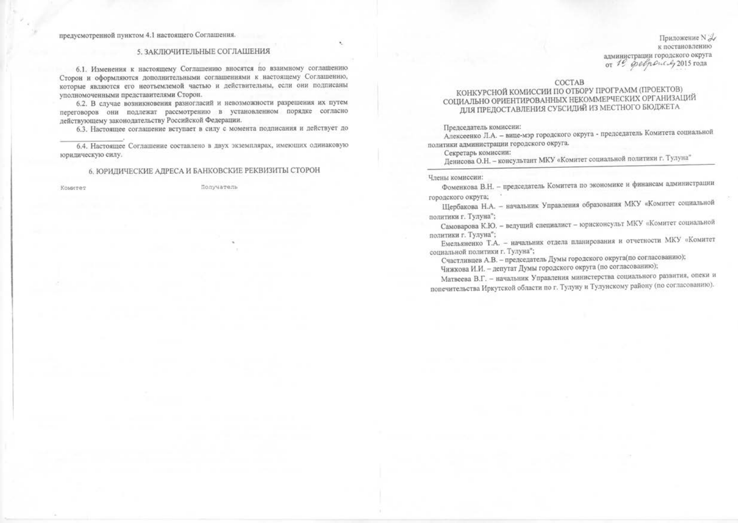предусмотренной пунктом 4.1 настоящего Соглашения.

## 5. ЗАКЛЮЧИТЕЛЬНЫЕ СОГЛАШЕНИЯ

6.1. Изменения к настоящему Соглашению вносятся по взаимному соглашению Сторон и оформляются дополнительными соглашениями к настоящему Соглашению, которые являются его неотъемлемой частью и действительны, если они подписаны уполномоченными представителями Сторон.

6.2. В случае возникновения разногласий и невозможности разрешения их путем переговоров они подлежат рассмотрению в установленном порядке согласно действующему законодательству Российской Федерации.

6.3. Настоящее соглашение вступает в силу с момента подписания и действует до _______________.

6.4. Настоящее Соглашение составлено в двух экземплярах, имеющих одинаковую юридическую силу.

## 6. ЮРИДИЧЕСКИЕ АДРЕСА И БАНКОВСКИЕ РЕКВИЗИТЫ СТОРОН

Комитет                Получатель

Приложение N 2
к постановлению
администрации городского округа
от 19 февраля 2015 года

## СОСТАВ
## КОНКУРСНОЙ КОМИССИИ ПО ОТБОРУ ПРОГРАММ (ПРОЕКТОВ) СОЦИАЛЬНО ОРИЕНТИРОВАННЫХ НЕКОММЕРЧЕСКИХ ОРГАНИЗАЦИЙ ДЛЯ ПРЕДОСТАВЛЕНИЯ СУБСИДИЙ ИЗ МЕСТНОГО БЮДЖЕТА

Председатель комиссии:

Алексеенко Л.А. – вице-мэр городского округа - председатель Комитета социальной политики администрации городского округа.

Секретарь комиссии:

Денисова О.Н. – консультант МКУ «Комитет социальной политики г. Тулуна"

Члены комиссии:

Фоменкова В.Н. – председатель Комитета по экономике и финансам администрации городского округа;

Щербакова Н.А. – начальник Управления образования МКУ «Комитет социальной политики г. Тулуна";

Самоварова К.Ю. – ведущий специалист – юрисконсульт МКУ «Комитет социальной политики г. Тулуна";

Емельяненко Т.А. – начальник отдела планирования и отчетности МКУ «Комитет социальной политики г. Тулуна";

Счастливцев А.В. – председатель Думы городского округа(по согласованию);

Чижкова И.И. – депутат Думы городского округа (по согласованию);

Матвеева В.Г. – начальник Управления министерства социального развития, опеки и попечительства Иркутской области по г. Тулуну и Тулунскому району (по согласованию).